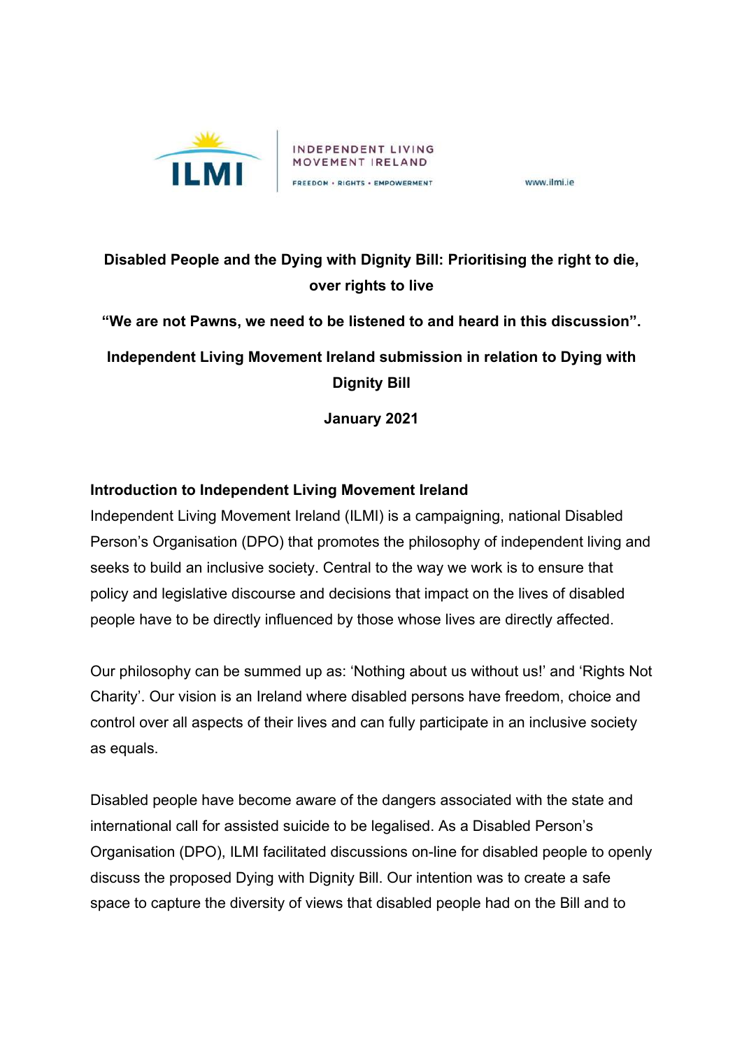INDEPENDENT LIVING MOVEMENT IRELAND

FREEDOM • RIGHTS • EMPOWERMENT

www.ilmi.ie

# Disabled People and the Dying with Dignity Bill: Prioritising the right to die, over rights to live

**"We are not Pawns, we need to be listened to and heard in this discussion".**

**Independent Living Movement Ireland submission in relation to Dying with Dignity Bill**

**January 2021**

## Introduction to Independent Living Movement Ireland

Independent Living Movement Ireland (ILMI) is a campaigning, national Disabled Person's Organisation (DPO) that promotes the philosophy of independent living and seeks to build an inclusive society. Central to the way we work is to ensure that policy and legislative discourse and decisions that impact on the lives of disabled people have to be directly influenced by those whose lives are directly affected.

Our philosophy can be summed up as: 'Nothing about us without us!' and 'Rights Not Charity'. Our vision is an Ireland where disabled persons have freedom, choice and control over all aspects of their lives and can fully participate in an inclusive society as equals.

Disabled people have become aware of the dangers associated with the state and international call for assisted suicide to be legalised. As a Disabled Person's Organisation (DPO), ILMI facilitated discussions on-line for disabled people to openly discuss the proposed Dying with Dignity Bill. Our intention was to create a safe space to capture the diversity of views that disabled people had on the Bill and to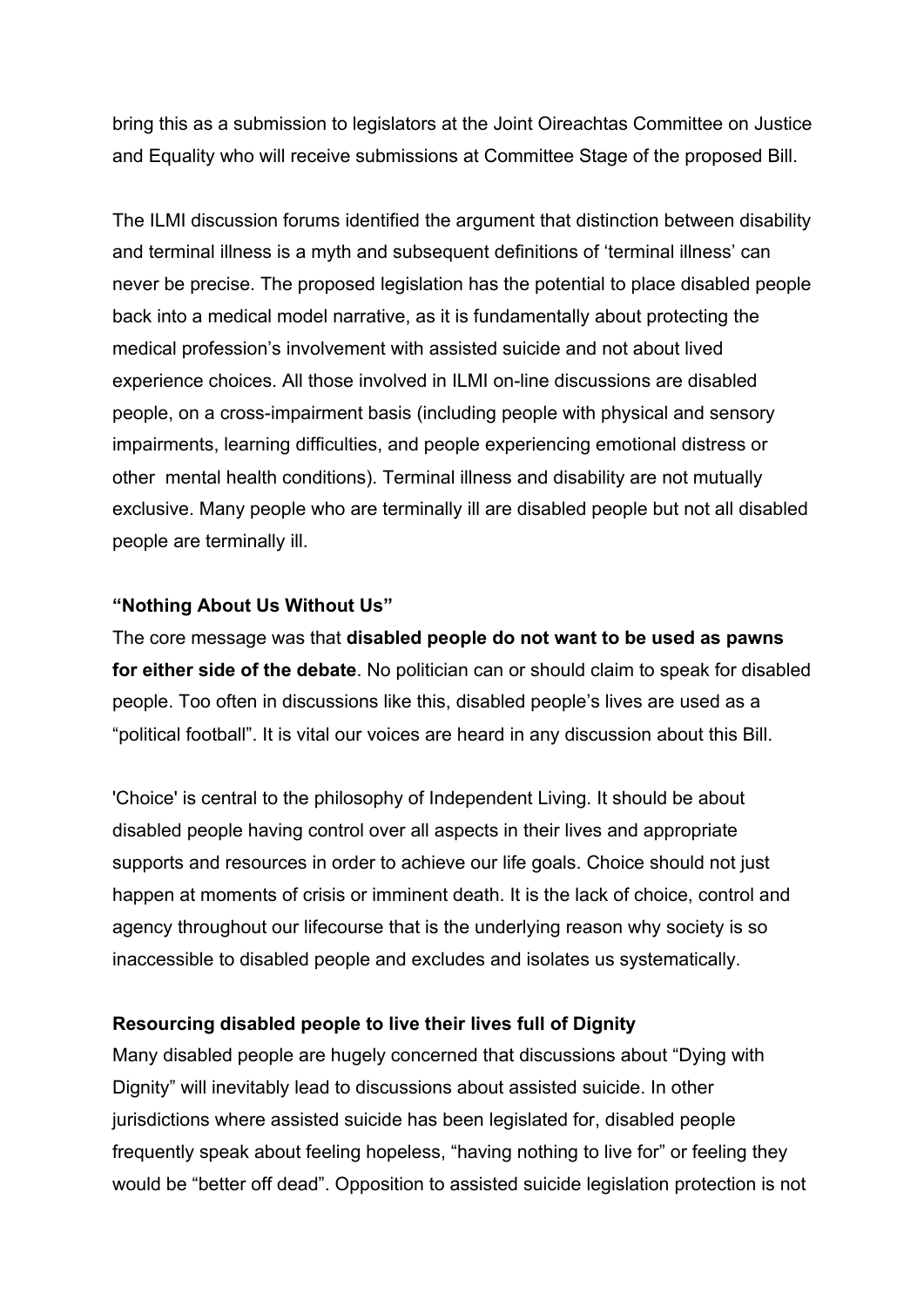bring this as a submission to legislators at the Joint Oireachtas Committee on Justice and Equality who will receive submissions at Committee Stage of the proposed Bill.

The ILMI discussion forums identified the argument that distinction between disability and terminal illness is a myth and subsequent definitions of 'terminal illness' can never be precise. The proposed legislation has the potential to place disabled people back into a medical model narrative, as it is fundamentally about protecting the medical profession's involvement with assisted suicide and not about lived experience choices. All those involved in ILMI on-line discussions are disabled people, on a cross-impairment basis (including people with physical and sensory impairments, learning difficulties, and people experiencing emotional distress or other mental health conditions). Terminal illness and disability are not mutually exclusive. Many people who are terminally ill are disabled people but not all disabled people are terminally ill.

**"Nothing About Us Without Us"**

The core message was that **disabled people do not want to be used as pawns for either side of the debate**. No politician can or should claim to speak for disabled people. Too often in discussions like this, disabled people's lives are used as a "political football". It is vital our voices are heard in any discussion about this Bill.

'Choice' is central to the philosophy of Independent Living. It should be about disabled people having control over all aspects in their lives and appropriate supports and resources in order to achieve our life goals. Choice should not just happen at moments of crisis or imminent death. It is the lack of choice, control and agency throughout our lifecourse that is the underlying reason why society is so inaccessible to disabled people and excludes and isolates us systematically.

**Resourcing disabled people to live their lives full of Dignity**

Many disabled people are hugely concerned that discussions about "Dying with Dignity" will inevitably lead to discussions about assisted suicide. In other jurisdictions where assisted suicide has been legislated for, disabled people frequently speak about feeling hopeless, "having nothing to live for" or feeling they would be "better off dead". Opposition to assisted suicide legislation protection is not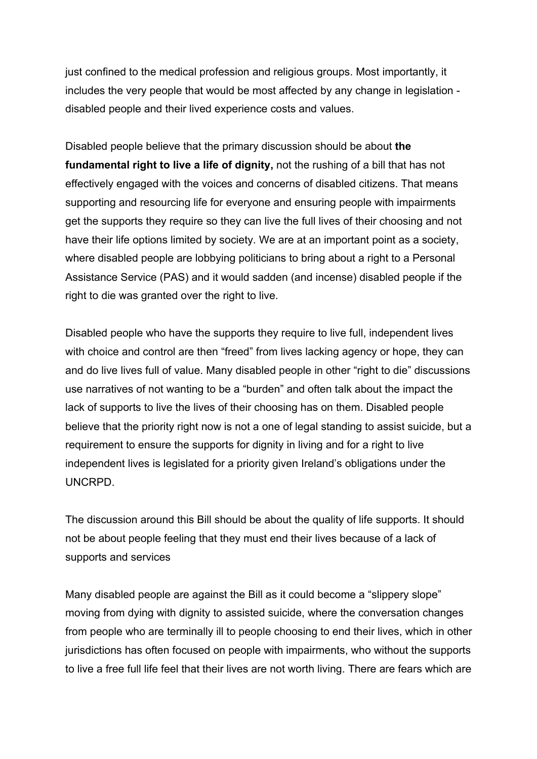just confined to the medical profession and religious groups. Most importantly, it includes the very people that would be most affected by any change in legislation - disabled people and their lived experience costs and values.

Disabled people believe that the primary discussion should be about **the fundamental right to live a life of dignity,** not the rushing of a bill that has not effectively engaged with the voices and concerns of disabled citizens. That means supporting and resourcing life for everyone and ensuring people with impairments get the supports they require so they can live the full lives of their choosing and not have their life options limited by society. We are at an important point as a society, where disabled people are lobbying politicians to bring about a right to a Personal Assistance Service (PAS) and it would sadden (and incense) disabled people if the right to die was granted over the right to live.

Disabled people who have the supports they require to live full, independent lives with choice and control are then "freed" from lives lacking agency or hope, they can and do live lives full of value. Many disabled people in other "right to die" discussions use narratives of not wanting to be a "burden" and often talk about the impact the lack of supports to live the lives of their choosing has on them. Disabled people believe that the priority right now is not a one of legal standing to assist suicide, but a requirement to ensure the supports for dignity in living and for a right to live independent lives is legislated for a priority given Ireland's obligations under the UNCRPD.

The discussion around this Bill should be about the quality of life supports. It should not be about people feeling that they must end their lives because of a lack of supports and services

Many disabled people are against the Bill as it could become a "slippery slope" moving from dying with dignity to assisted suicide, where the conversation changes from people who are terminally ill to people choosing to end their lives, which in other jurisdictions has often focused on people with impairments, who without the supports to live a free full life feel that their lives are not worth living. There are fears which are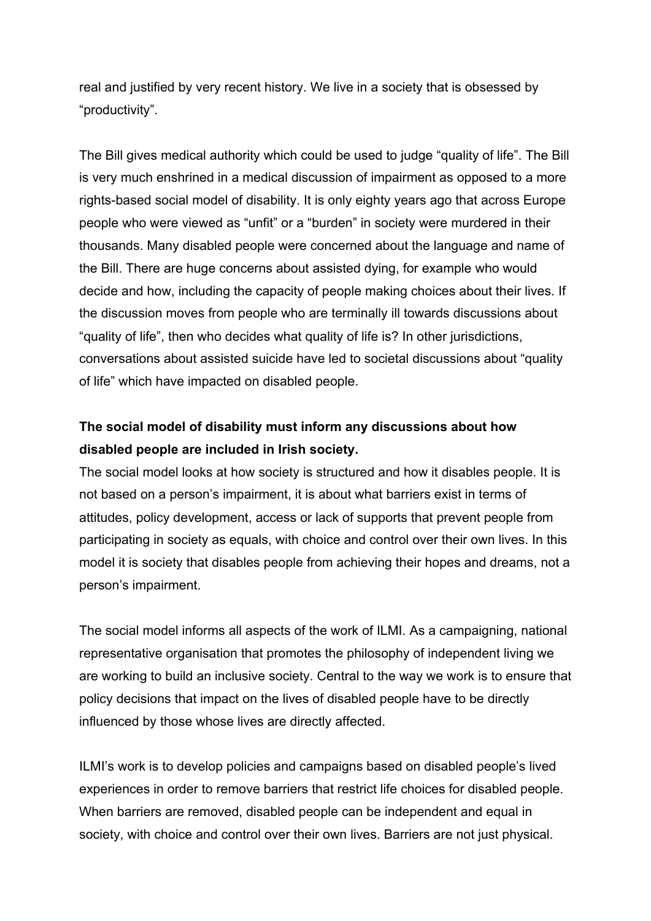real and justified by very recent history. We live in a society that is obsessed by “productivity”.

The Bill gives medical authority which could be used to judge “quality of life”. The Bill is very much enshrined in a medical discussion of impairment as opposed to a more rights-based social model of disability. It is only eighty years ago that across Europe people who were viewed as “unfit” or a “burden” in society were murdered in their thousands. Many disabled people were concerned about the language and name of the Bill. There are huge concerns about assisted dying, for example who would decide and how, including the capacity of people making choices about their lives. If the discussion moves from people who are terminally ill towards discussions about “quality of life”, then who decides what quality of life is? In other jurisdictions, conversations about assisted suicide have led to societal discussions about “quality of life” which have impacted on disabled people.

**The social model of disability must inform any discussions about how disabled people are included in Irish society.**

The social model looks at how society is structured and how it disables people. It is not based on a person’s impairment, it is about what barriers exist in terms of attitudes, policy development, access or lack of supports that prevent people from participating in society as equals, with choice and control over their own lives. In this model it is society that disables people from achieving their hopes and dreams, not a person’s impairment.

The social model informs all aspects of the work of ILMI. As a campaigning, national representative organisation that promotes the philosophy of independent living we are working to build an inclusive society. Central to the way we work is to ensure that policy decisions that impact on the lives of disabled people have to be directly influenced by those whose lives are directly affected.

ILMI’s work is to develop policies and campaigns based on disabled people’s lived experiences in order to remove barriers that restrict life choices for disabled people. When barriers are removed, disabled people can be independent and equal in society, with choice and control over their own lives. Barriers are not just physical.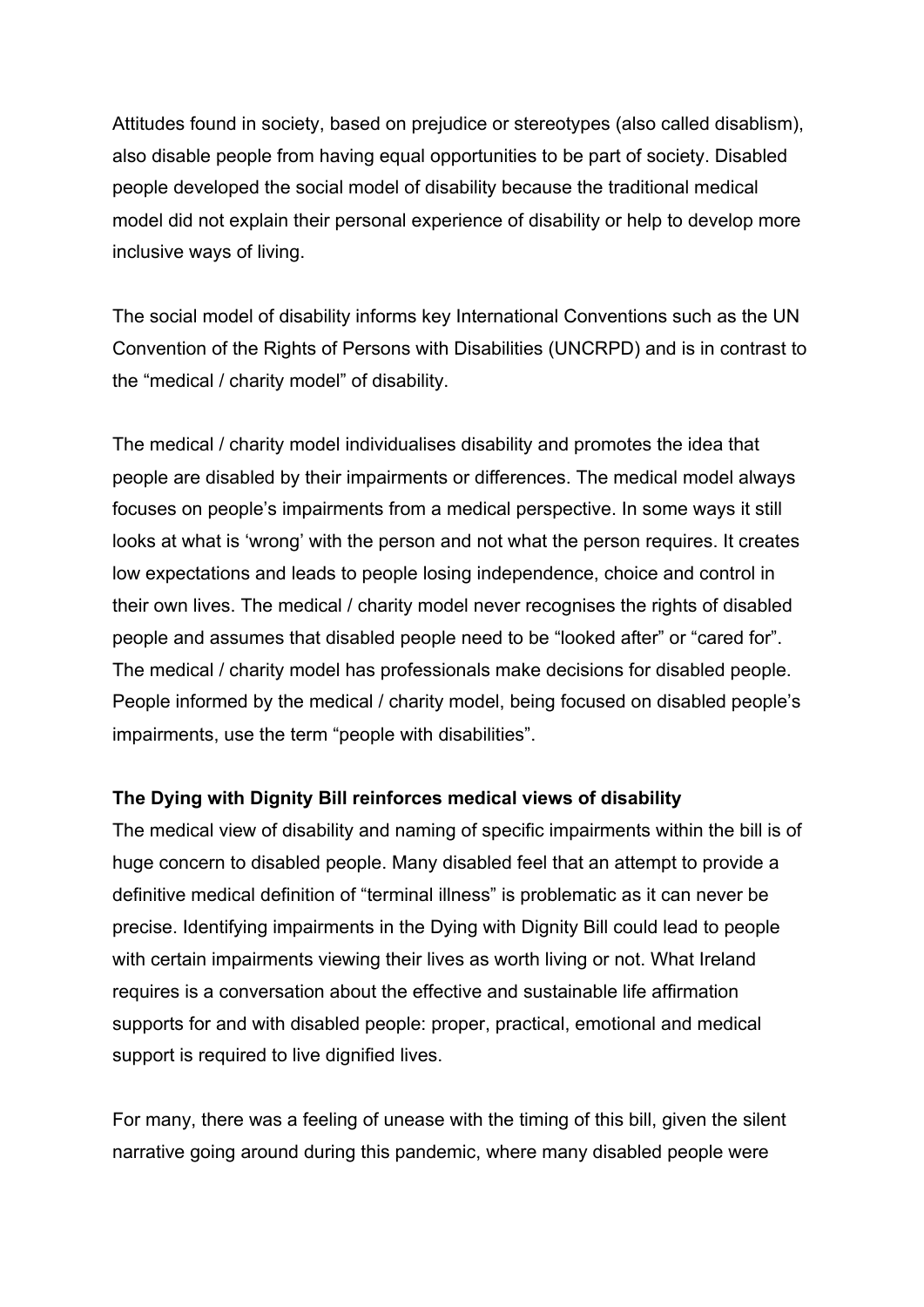Attitudes found in society, based on prejudice or stereotypes (also called disablism), also disable people from having equal opportunities to be part of society. Disabled people developed the social model of disability because the traditional medical model did not explain their personal experience of disability or help to develop more inclusive ways of living.

The social model of disability informs key International Conventions such as the UN Convention of the Rights of Persons with Disabilities (UNCRPD) and is in contrast to the "medical / charity model" of disability.

The medical / charity model individualises disability and promotes the idea that people are disabled by their impairments or differences. The medical model always focuses on people's impairments from a medical perspective. In some ways it still looks at what is 'wrong' with the person and not what the person requires. It creates low expectations and leads to people losing independence, choice and control in their own lives. The medical / charity model never recognises the rights of disabled people and assumes that disabled people need to be "looked after" or "cared for". The medical / charity model has professionals make decisions for disabled people. People informed by the medical / charity model, being focused on disabled people's impairments, use the term "people with disabilities".

**The Dying with Dignity Bill reinforces medical views of disability**

The medical view of disability and naming of specific impairments within the bill is of huge concern to disabled people. Many disabled feel that an attempt to provide a definitive medical definition of "terminal illness" is problematic as it can never be precise. Identifying impairments in the Dying with Dignity Bill could lead to people with certain impairments viewing their lives as worth living or not. What Ireland requires is a conversation about the effective and sustainable life affirmation supports for and with disabled people: proper, practical, emotional and medical support is required to live dignified lives.

For many, there was a feeling of unease with the timing of this bill, given the silent narrative going around during this pandemic, where many disabled people were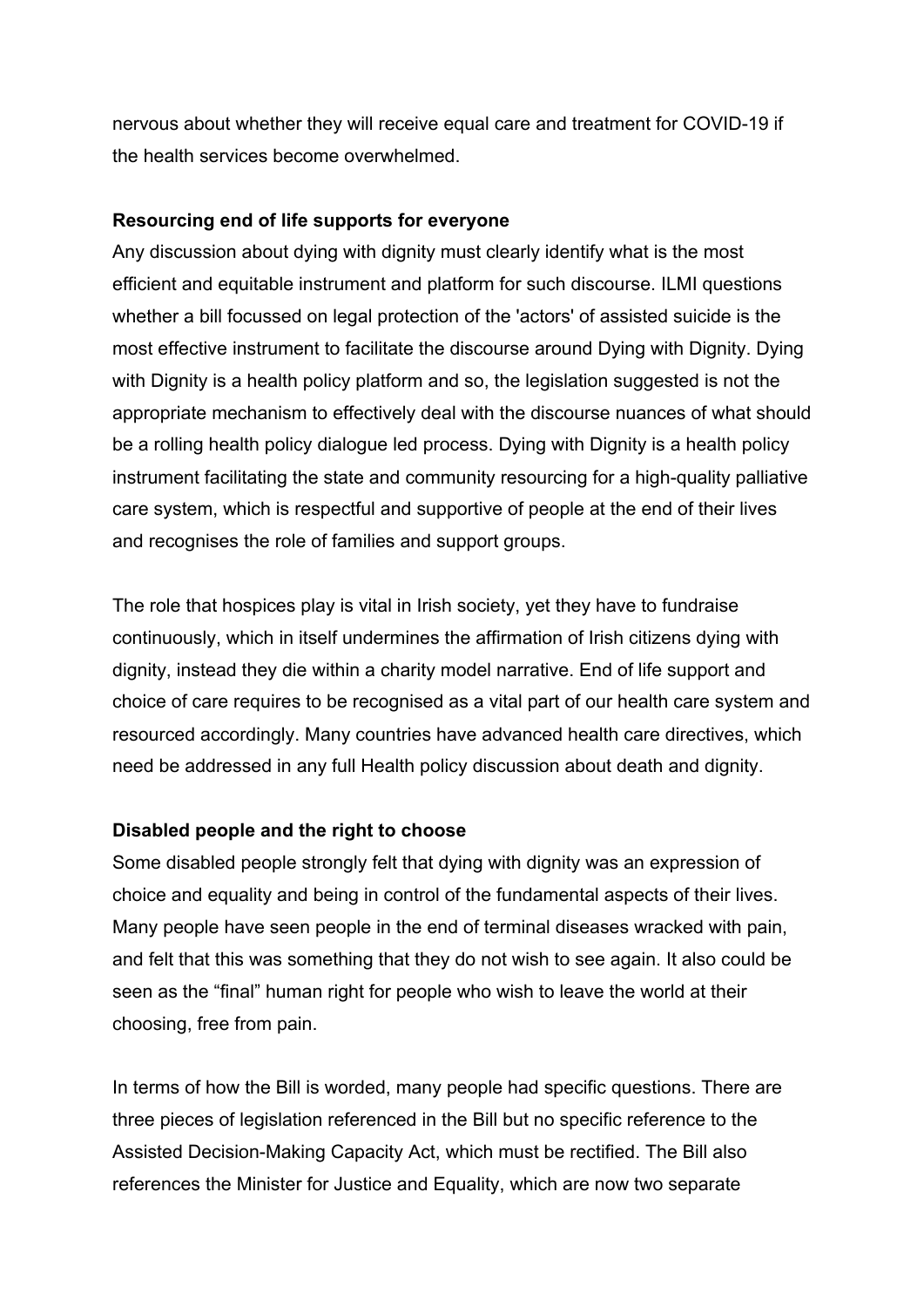nervous about whether they will receive equal care and treatment for COVID-19 if the health services become overwhelmed.

**Resourcing end of life supports for everyone**

Any discussion about dying with dignity must clearly identify what is the most efficient and equitable instrument and platform for such discourse. ILMI questions whether a bill focussed on legal protection of the 'actors' of assisted suicide is the most effective instrument to facilitate the discourse around Dying with Dignity. Dying with Dignity is a health policy platform and so, the legislation suggested is not the appropriate mechanism to effectively deal with the discourse nuances of what should be a rolling health policy dialogue led process. Dying with Dignity is a health policy instrument facilitating the state and community resourcing for a high-quality palliative care system, which is respectful and supportive of people at the end of their lives and recognises the role of families and support groups.

The role that hospices play is vital in Irish society, yet they have to fundraise continuously, which in itself undermines the affirmation of Irish citizens dying with dignity, instead they die within a charity model narrative. End of life support and choice of care requires to be recognised as a vital part of our health care system and resourced accordingly. Many countries have advanced health care directives, which need be addressed in any full Health policy discussion about death and dignity.

**Disabled people and the right to choose**

Some disabled people strongly felt that dying with dignity was an expression of choice and equality and being in control of the fundamental aspects of their lives. Many people have seen people in the end of terminal diseases wracked with pain, and felt that this was something that they do not wish to see again. It also could be seen as the "final" human right for people who wish to leave the world at their choosing, free from pain.

In terms of how the Bill is worded, many people had specific questions. There are three pieces of legislation referenced in the Bill but no specific reference to the Assisted Decision-Making Capacity Act, which must be rectified. The Bill also references the Minister for Justice and Equality, which are now two separate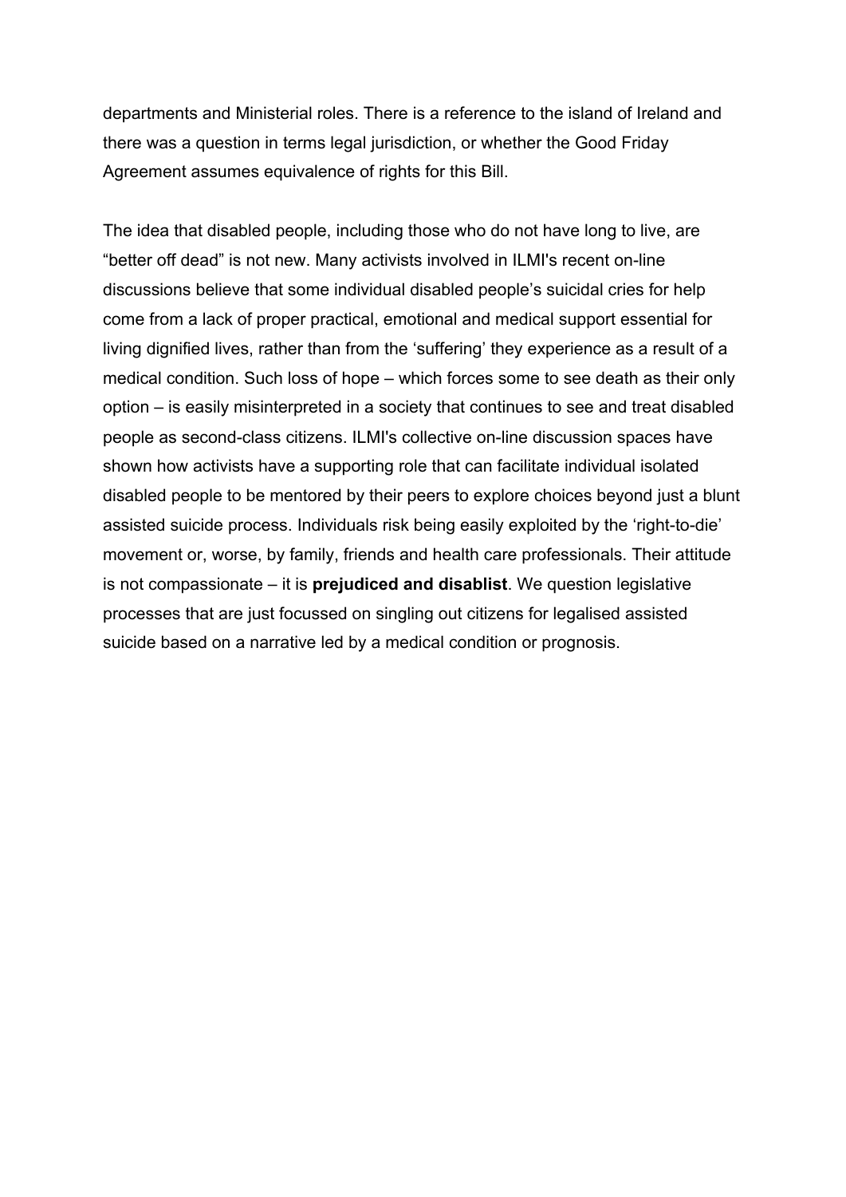departments and Ministerial roles. There is a reference to the island of Ireland and there was a question in terms legal jurisdiction, or whether the Good Friday Agreement assumes equivalence of rights for this Bill.

The idea that disabled people, including those who do not have long to live, are "better off dead" is not new. Many activists involved in ILMI's recent on-line discussions believe that some individual disabled people's suicidal cries for help come from a lack of proper practical, emotional and medical support essential for living dignified lives, rather than from the 'suffering' they experience as a result of a medical condition. Such loss of hope – which forces some to see death as their only option – is easily misinterpreted in a society that continues to see and treat disabled people as second-class citizens. ILMI's collective on-line discussion spaces have shown how activists have a supporting role that can facilitate individual isolated disabled people to be mentored by their peers to explore choices beyond just a blunt assisted suicide process. Individuals risk being easily exploited by the 'right-to-die' movement or, worse, by family, friends and health care professionals. Their attitude is not compassionate – it is **prejudiced and disablist**. We question legislative processes that are just focussed on singling out citizens for legalised assisted suicide based on a narrative led by a medical condition or prognosis.